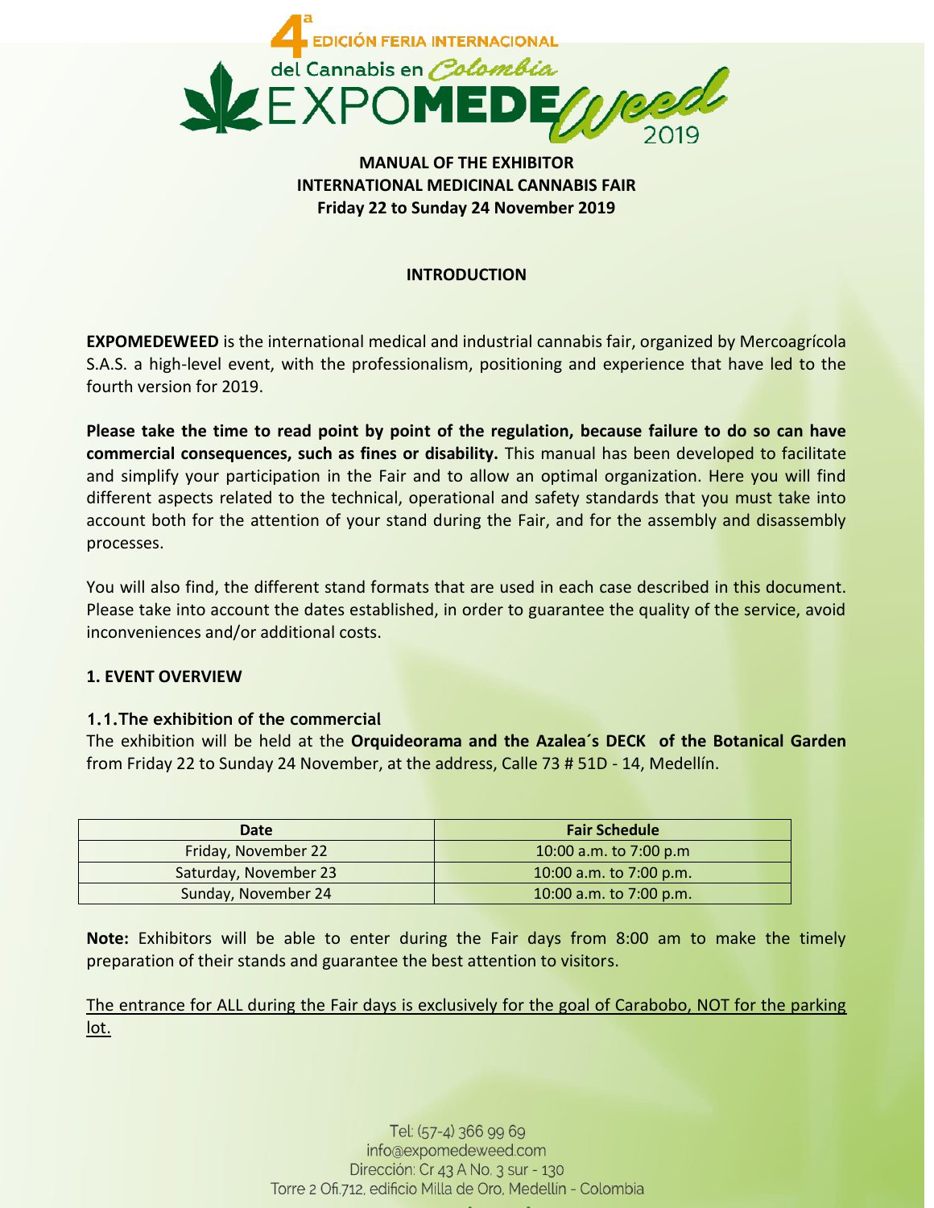4ª EDICIÓN FERIA INTERNACIONAL del Cannabis en Colombia EXPOMEDEWeed 2019

**MANUAL OF THE EXHIBITOR**
**INTERNATIONAL MEDICINAL CANNABIS FAIR**
**Friday 22 to Sunday 24 November 2019**

## INTRODUCTION

**EXPOMEDEWEED** is the international medical and industrial cannabis fair, organized by Mercoagrícola S.A.S. a high-level event, with the professionalism, positioning and experience that have led to the fourth version for 2019.

**Please take the time to read point by point of the regulation, because failure to do so can have commercial consequences, such as fines or disability.** This manual has been developed to facilitate and simplify your participation in the Fair and to allow an optimal organization. Here you will find different aspects related to the technical, operational and safety standards that you must take into account both for the attention of your stand during the Fair, and for the assembly and disassembly processes.

You will also find, the different stand formats that are used in each case described in this document. Please take into account the dates established, in order to guarantee the quality of the service, avoid inconveniences and/or additional costs.

## 1. EVENT OVERVIEW

### 1.1. The exhibition of the commercial

The exhibition will be held at the **Orquideorama and the Azalea´s DECK of the Botanical Garden** from Friday 22 to Sunday 24 November, at the address, Calle 73 # 51D - 14, Medellín.

| Date | Fair Schedule |
|---|---|
| Friday, November 22 | 10:00 a.m. to 7:00 p.m |
| Saturday, November 23 | 10:00 a.m. to 7:00 p.m. |
| Sunday, November 24 | 10:00 a.m. to 7:00 p.m. |

**Note:** Exhibitors will be able to enter during the Fair days from 8:00 am to make the timely preparation of their stands and guarantee the best attention to visitors.

<u>The entrance for ALL during the Fair days is exclusively for the goal of Carabobo, NOT for the parking lot.</u>

Tel: (57-4) 366 99 69
info@expomedeweed.com
Dirección: Cr 43 A No. 3 sur - 130
Torre 2 Ofi.712, edificio Milla de Oro, Medellín - Colombia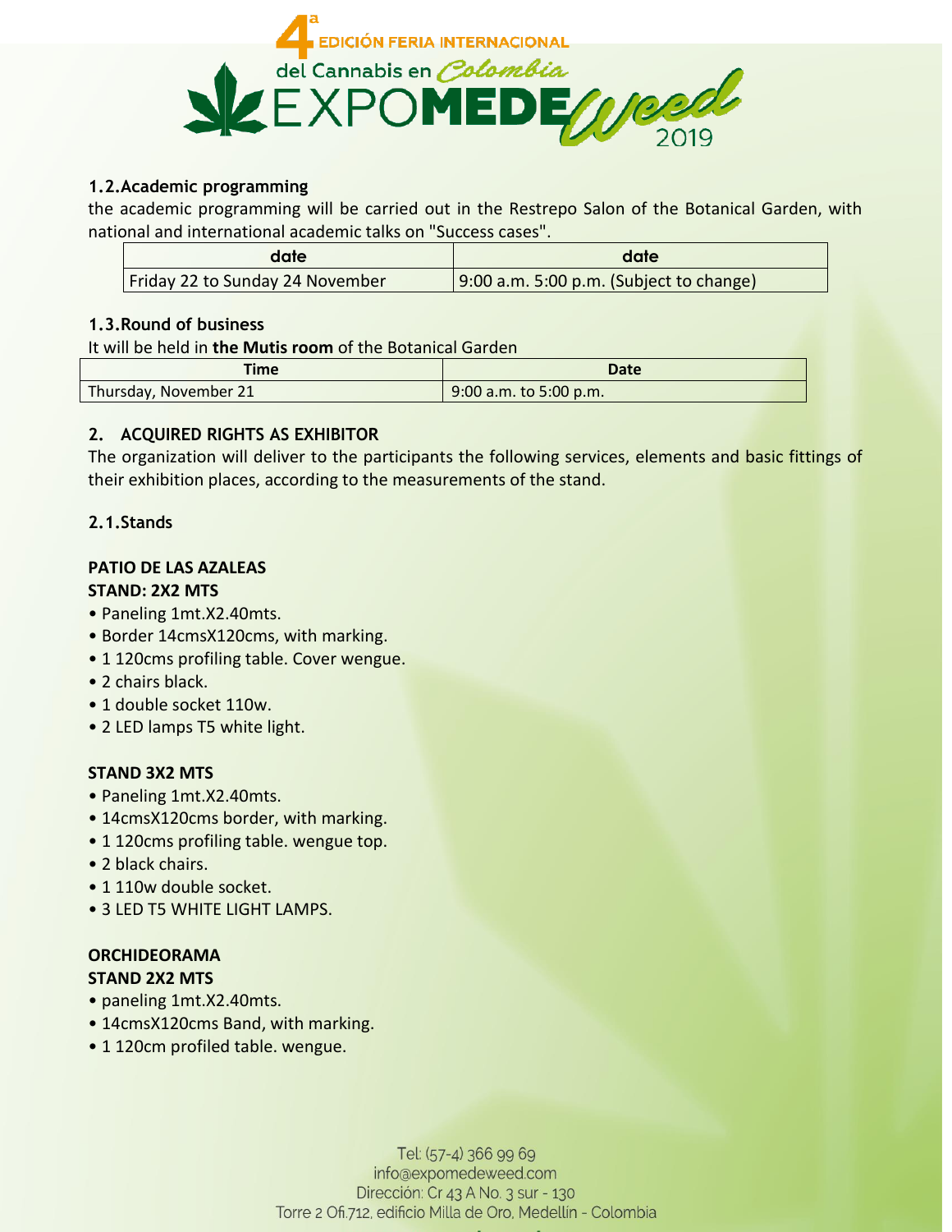### 1.2. Academic programming

the academic programming will be carried out in the Restrepo Salon of the Botanical Garden, with national and international academic talks on "Success cases".

| date | date |
|---|---|
| Friday 22 to Sunday 24 November | 9:00 a.m. 5:00 p.m. (Subject to change) |

### 1.3. Round of business

It will be held in **the Mutis room** of the Botanical Garden

| Time | Date |
|---|---|
| Thursday, November 21 | 9:00 a.m. to 5:00 p.m. |

## 2. ACQUIRED RIGHTS AS EXHIBITOR

The organization will deliver to the participants the following services, elements and basic fittings of their exhibition places, according to the measurements of the stand.

### 2.1. Stands

**PATIO DE LAS AZALEAS**

**STAND: 2X2 MTS**

- Paneling 1mt.X2.40mts.
- Border 14cmsX120cms, with marking.
- 1 120cms profiling table. Cover wengue.
- 2 chairs black.
- 1 double socket 110w.
- 2 LED lamps T5 white light.

**STAND 3X2 MTS**

- Paneling 1mt.X2.40mts.
- 14cmsX120cms border, with marking.
- 1 120cms profiling table. wengue top.
- 2 black chairs.
- 1 110w double socket.
- 3 LED T5 WHITE LIGHT LAMPS.

**ORCHIDEORAMA**

**STAND 2X2 MTS**

- paneling 1mt.X2.40mts.
- 14cmsX120cms Band, with marking.
- 1 120cm profiled table. wengue.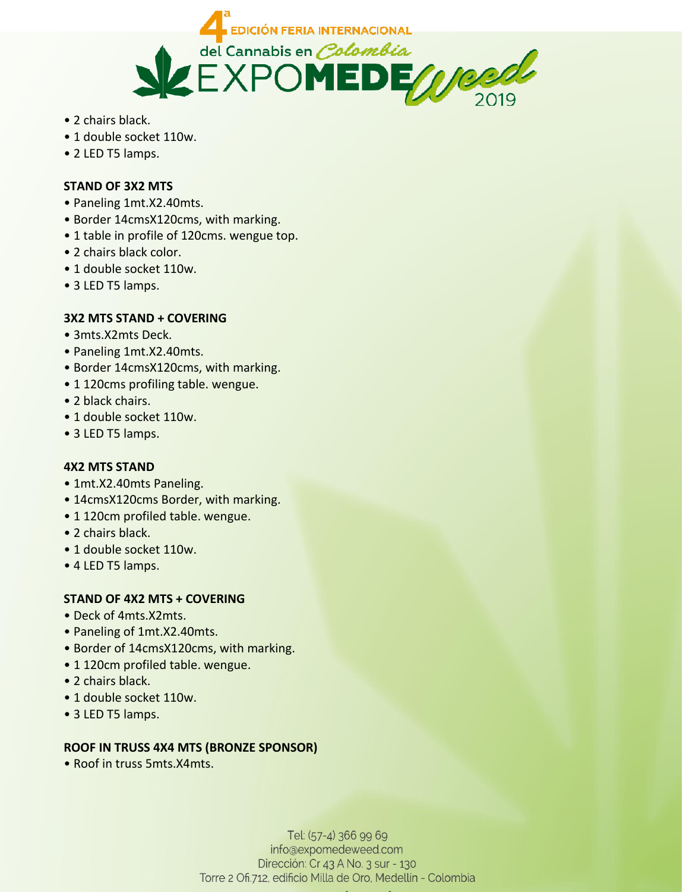- 2 chairs black.
- 1 double socket 110w.
- 2 LED T5 lamps.

**STAND OF 3X2 MTS**

- Paneling 1mt.X2.40mts.
- Border 14cmsX120cms, with marking.
- 1 table in profile of 120cms. wengue top.
- 2 chairs black color.
- 1 double socket 110w.
- 3 LED T5 lamps.

**3X2 MTS STAND + COVERING**

- 3mts.X2mts Deck.
- Paneling 1mt.X2.40mts.
- Border 14cmsX120cms, with marking.
- 1 120cms profiling table. wengue.
- 2 black chairs.
- 1 double socket 110w.
- 3 LED T5 lamps.

**4X2 MTS STAND**

- 1mt.X2.40mts Paneling.
- 14cmsX120cms Border, with marking.
- 1 120cm profiled table. wengue.
- 2 chairs black.
- 1 double socket 110w.
- 4 LED T5 lamps.

**STAND OF 4X2 MTS + COVERING**

- Deck of 4mts.X2mts.
- Paneling of 1mt.X2.40mts.
- Border of 14cmsX120cms, with marking.
- 1 120cm profiled table. wengue.
- 2 chairs black.
- 1 double socket 110w.
- 3 LED T5 lamps.

**ROOF IN TRUSS 4X4 MTS (BRONZE SPONSOR)**

- Roof in truss 5mts.X4mts.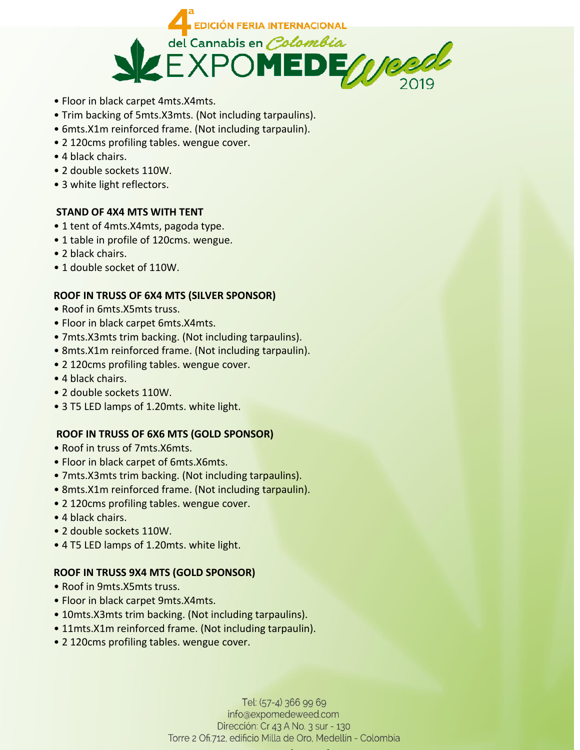- Floor in black carpet 4mts.X4mts.
- Trim backing of 5mts.X3mts. (Not including tarpaulins).
- 6mts.X1m reinforced frame. (Not including tarpaulin).
- 2 120cms profiling tables. wengue cover.
- 4 black chairs.
- 2 double sockets 110W.
- 3 white light reflectors.

**STAND OF 4X4 MTS WITH TENT**

- 1 tent of 4mts.X4mts, pagoda type.
- 1 table in profile of 120cms. wengue.
- 2 black chairs.
- 1 double socket of 110W.

**ROOF IN TRUSS OF 6X4 MTS (SILVER SPONSOR)**

- Roof in 6mts.X5mts truss.
- Floor in black carpet 6mts.X4mts.
- 7mts.X3mts trim backing. (Not including tarpaulins).
- 8mts.X1m reinforced frame. (Not including tarpaulin).
- 2 120cms profiling tables. wengue cover.
- 4 black chairs.
- 2 double sockets 110W.
- 3 T5 LED lamps of 1.20mts. white light.

**ROOF IN TRUSS OF 6X6 MTS (GOLD SPONSOR)**

- Roof in truss of 7mts.X6mts.
- Floor in black carpet of 6mts.X6mts.
- 7mts.X3mts trim backing. (Not including tarpaulins).
- 8mts.X1m reinforced frame. (Not including tarpaulin).
- 2 120cms profiling tables. wengue cover.
- 4 black chairs.
- 2 double sockets 110W.
- 4 T5 LED lamps of 1.20mts. white light.

**ROOF IN TRUSS 9X4 MTS (GOLD SPONSOR)**

- Roof in 9mts.X5mts truss.
- Floor in black carpet 9mts.X4mts.
- 10mts.X3mts trim backing. (Not including tarpaulins).
- 11mts.X1m reinforced frame. (Not including tarpaulin).
- 2 120cms profiling tables. wengue cover.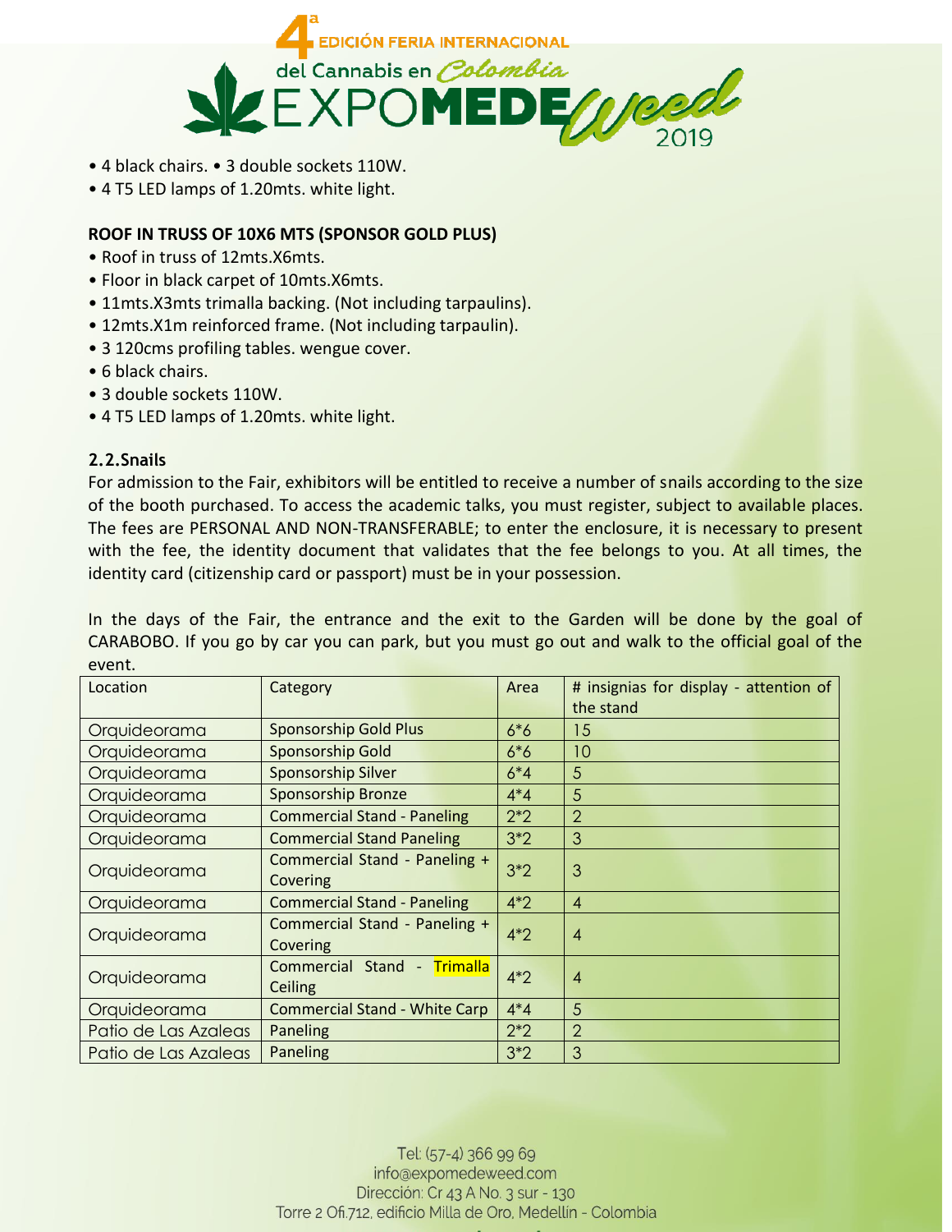- 4 black chairs. • 3 double sockets 110W.
- 4 T5 LED lamps of 1.20mts. white light.

**ROOF IN TRUSS OF 10X6 MTS (SPONSOR GOLD PLUS)**

- Roof in truss of 12mts.X6mts.
- Floor in black carpet of 10mts.X6mts.
- 11mts.X3mts trimalla backing. (Not including tarpaulins).
- 12mts.X1m reinforced frame. (Not including tarpaulin).
- 3 120cms profiling tables. wengue cover.
- 6 black chairs.
- 3 double sockets 110W.
- 4 T5 LED lamps of 1.20mts. white light.

## 2.2. Snails

For admission to the Fair, exhibitors will be entitled to receive a number of snails according to the size of the booth purchased. To access the academic talks, you must register, subject to available places. The fees are PERSONAL AND NON-TRANSFERABLE; to enter the enclosure, it is necessary to present with the fee, the identity document that validates that the fee belongs to you. At all times, the identity card (citizenship card or passport) must be in your possession.

In the days of the Fair, the entrance and the exit to the Garden will be done by the goal of CARABOBO. If you go by car you can park, but you must go out and walk to the official goal of the event.

| Location | Category | Area | # insignias for display - attention of the stand |
|---|---|---|---|
| Orquideorama | Sponsorship Gold Plus | 6*6 | 15 |
| Orquideorama | Sponsorship Gold | 6*6 | 10 |
| Orquideorama | Sponsorship Silver | 6*4 | 5 |
| Orquideorama | Sponsorship Bronze | 4*4 | 5 |
| Orquideorama | Commercial Stand - Paneling | 2*2 | 2 |
| Orquideorama | Commercial Stand Paneling | 3*2 | 3 |
| Orquideorama | Commercial Stand - Paneling + Covering | 3*2 | 3 |
| Orquideorama | Commercial Stand - Paneling | 4*2 | 4 |
| Orquideorama | Commercial Stand - Paneling + Covering | 4*2 | 4 |
| Orquideorama | Commercial Stand - Trimalla Ceiling | 4*2 | 4 |
| Orquideorama | Commercial Stand - White Carp | 4*4 | 5 |
| Patio de Las Azaleas | Paneling | 2*2 | 2 |
| Patio de Las Azaleas | Paneling | 3*2 | 3 |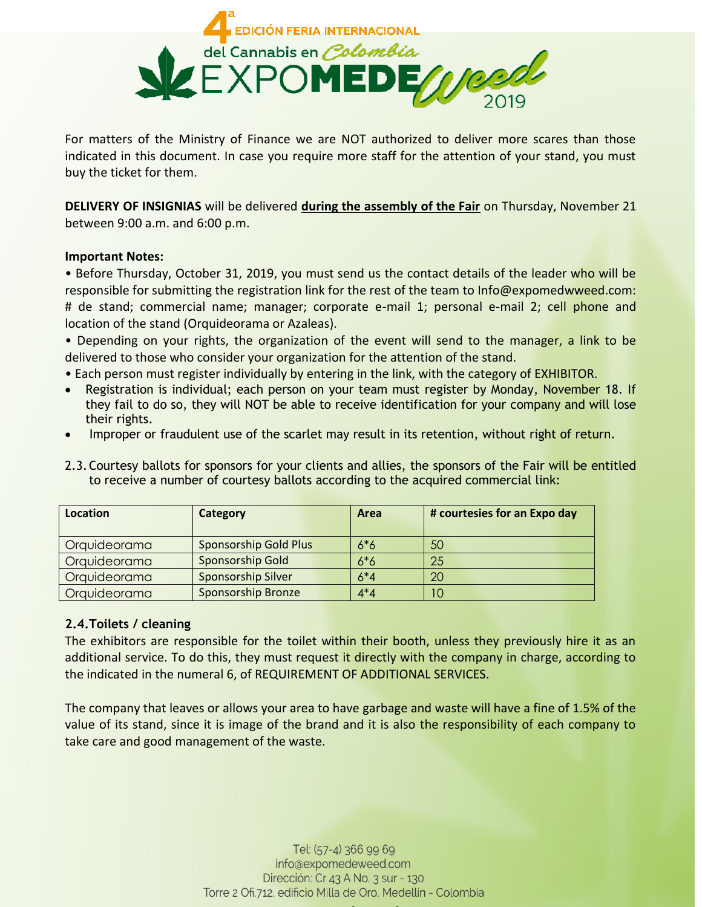For matters of the Ministry of Finance we are NOT authorized to deliver more scares than those indicated in this document. In case you require more staff for the attention of your stand, you must buy the ticket for them.

**DELIVERY OF INSIGNIAS** will be delivered **<u>during the assembly of the Fair</u>** on Thursday, November 21 between 9:00 a.m. and 6:00 p.m.

**Important Notes:**

• Before Thursday, October 31, 2019, you must send us the contact details of the leader who will be responsible for submitting the registration link for the rest of the team to Info@expomedwweed.com: # de stand; commercial name; manager; corporate e-mail 1; personal e-mail 2; cell phone and location of the stand (Orquideorama or Azaleas).

• Depending on your rights, the organization of the event will send to the manager, a link to be delivered to those who consider your organization for the attention of the stand.

• Each person must register individually by entering in the link, with the category of EXHIBITOR.

- Registration is individual; each person on your team must register by Monday, November 18. If they fail to do so, they will NOT be able to receive identification for your company and will lose their rights.
- Improper or fraudulent use of the scarlet may result in its retention, without right of return.

2.3. Courtesy ballots for sponsors for your clients and allies, the sponsors of the Fair will be entitled to receive a number of courtesy ballots according to the acquired commercial link:

| Location | Category | Area | # courtesies for an Expo day |
|---|---|---|---|
| Orquideorama | Sponsorship Gold Plus | 6*6 | 50 |
| Orquideorama | Sponsorship Gold | 6*6 | 25 |
| Orquideorama | Sponsorship Silver | 6*4 | 20 |
| Orquideorama | Sponsorship Bronze | 4*4 | 10 |

### 2.4. Toilets / cleaning

The exhibitors are responsible for the toilet within their booth, unless they previously hire it as an additional service. To do this, they must request it directly with the company in charge, according to the indicated in the numeral 6, of REQUIREMENT OF ADDITIONAL SERVICES.

The company that leaves or allows your area to have garbage and waste will have a fine of 1.5% of the value of its stand, since it is image of the brand and it is also the responsibility of each company to take care and good management of the waste.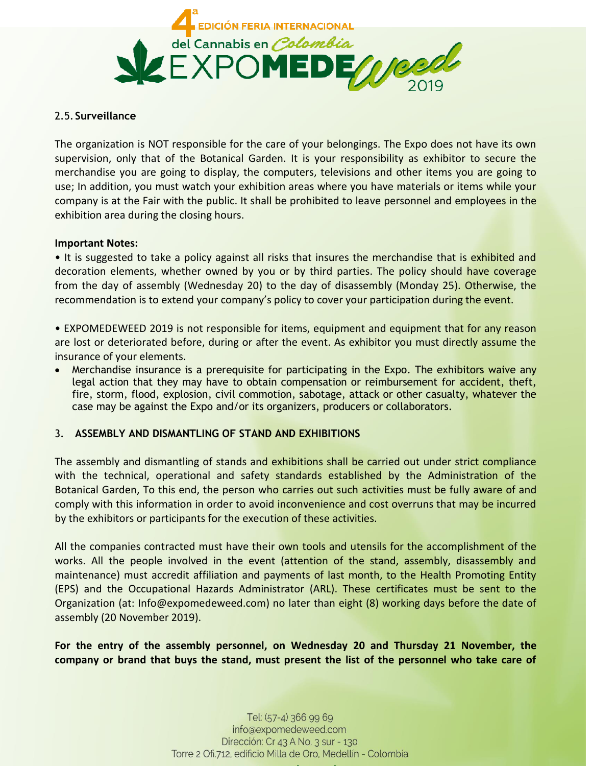### 2.5. Surveillance

The organization is NOT responsible for the care of your belongings. The Expo does not have its own supervision, only that of the Botanical Garden. It is your responsibility as exhibitor to secure the merchandise you are going to display, the computers, televisions and other items you are going to use; In addition, you must watch your exhibition areas where you have materials or items while your company is at the Fair with the public. It shall be prohibited to leave personnel and employees in the exhibition area during the closing hours.

**Important Notes:**

• It is suggested to take a policy against all risks that insures the merchandise that is exhibited and decoration elements, whether owned by you or by third parties. The policy should have coverage from the day of assembly (Wednesday 20) to the day of disassembly (Monday 25). Otherwise, the recommendation is to extend your company's policy to cover your participation during the event.

• EXPOMEDEWEED 2019 is not responsible for items, equipment and equipment that for any reason are lost or deteriorated before, during or after the event. As exhibitor you must directly assume the insurance of your elements.

- Merchandise insurance is a prerequisite for participating in the Expo. The exhibitors waive any legal action that they may have to obtain compensation or reimbursement for accident, theft, fire, storm, flood, explosion, civil commotion, sabotage, attack or other casualty, whatever the case may be against the Expo and/or its organizers, producers or collaborators.

## 3. ASSEMBLY AND DISMANTLING OF STAND AND EXHIBITIONS

The assembly and dismantling of stands and exhibitions shall be carried out under strict compliance with the technical, operational and safety standards established by the Administration of the Botanical Garden, To this end, the person who carries out such activities must be fully aware of and comply with this information in order to avoid inconvenience and cost overruns that may be incurred by the exhibitors or participants for the execution of these activities.

All the companies contracted must have their own tools and utensils for the accomplishment of the works. All the people involved in the event (attention of the stand, assembly, disassembly and maintenance) must accredit affiliation and payments of last month, to the Health Promoting Entity (EPS) and the Occupational Hazards Administrator (ARL). These certificates must be sent to the Organization (at: Info@expomedeweed.com) no later than eight (8) working days before the date of assembly (20 November 2019).

**For the entry of the assembly personnel, on Wednesday 20 and Thursday 21 November, the company or brand that buys the stand, must present the list of the personnel who take care of**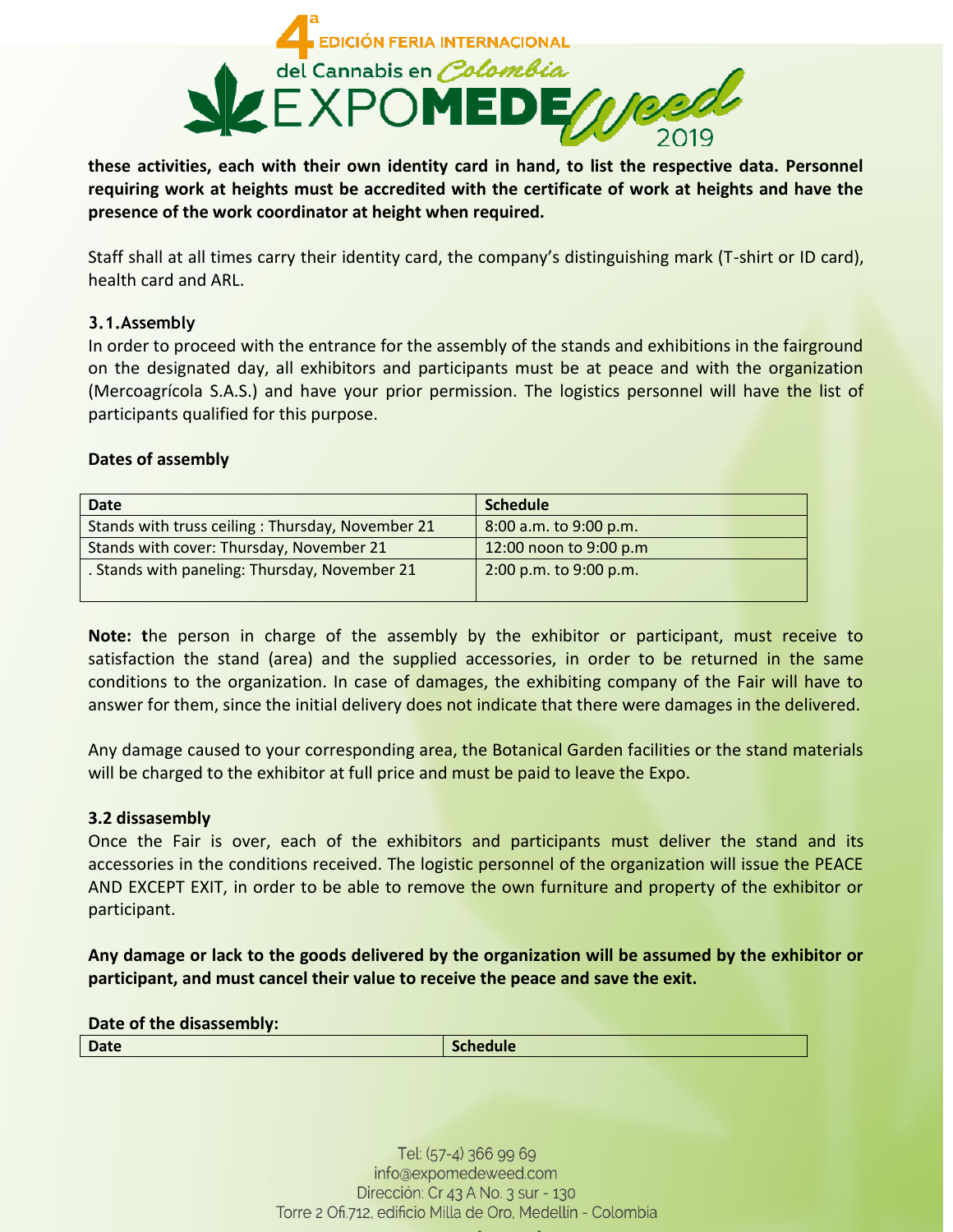**these activities, each with their own identity card in hand, to list the respective data. Personnel requiring work at heights must be accredited with the certificate of work at heights and have the presence of the work coordinator at height when required.**

Staff shall at all times carry their identity card, the company's distinguishing mark (T-shirt or ID card), health card and ARL.

### 3.1.Assembly

In order to proceed with the entrance for the assembly of the stands and exhibitions in the fairground on the designated day, all exhibitors and participants must be at peace and with the organization (Mercoagrícola S.A.S.) and have your prior permission. The logistics personnel will have the list of participants qualified for this purpose.

**Dates of assembly**

| Date | Schedule |
| --- | --- |
| Stands with truss ceiling : Thursday, November 21 | 8:00 a.m. to 9:00 p.m. |
| Stands with cover: Thursday, November 21 | 12:00 noon to 9:00 p.m |
| . Stands with paneling: Thursday, November 21 | 2:00 p.m. to 9:00 p.m. |

**Note: t**he person in charge of the assembly by the exhibitor or participant, must receive to satisfaction the stand (area) and the supplied accessories, in order to be returned in the same conditions to the organization. In case of damages, the exhibiting company of the Fair will have to answer for them, since the initial delivery does not indicate that there were damages in the delivered.

Any damage caused to your corresponding area, the Botanical Garden facilities or the stand materials will be charged to the exhibitor at full price and must be paid to leave the Expo.

### 3.2 dissasembly

Once the Fair is over, each of the exhibitors and participants must deliver the stand and its accessories in the conditions received. The logistic personnel of the organization will issue the PEACE AND EXCEPT EXIT, in order to be able to remove the own furniture and property of the exhibitor or participant.

**Any damage or lack to the goods delivered by the organization will be assumed by the exhibitor or participant, and must cancel their value to receive the peace and save the exit.**

**Date of the disassembly:**

| Date | Schedule |
| --- | --- |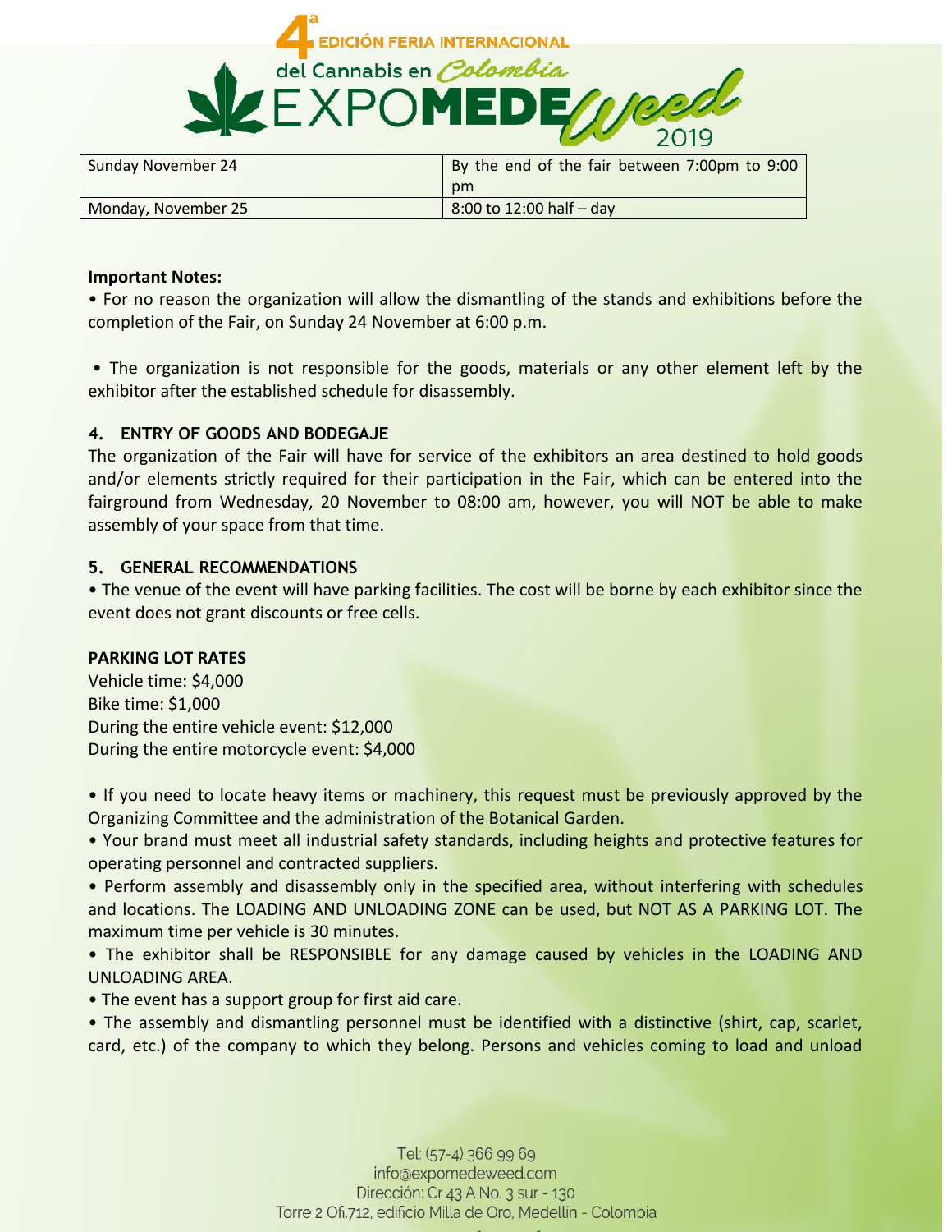| Sunday November 24 | By the end of the fair between 7:00pm to 9:00 pm |
| --- | --- |
| Monday, November 25 | 8:00 to 12:00 half – day |

**Important Notes:**

• For no reason the organization will allow the dismantling of the stands and exhibitions before the completion of the Fair, on Sunday 24 November at 6:00 p.m.

• The organization is not responsible for the goods, materials or any other element left by the exhibitor after the established schedule for disassembly.

## 4. ENTRY OF GOODS AND BODEGAJE

The organization of the Fair will have for service of the exhibitors an area destined to hold goods and/or elements strictly required for their participation in the Fair, which can be entered into the fairground from Wednesday, 20 November to 08:00 am, however, you will NOT be able to make assembly of your space from that time.

## 5. GENERAL RECOMMENDATIONS

• The venue of the event will have parking facilities. The cost will be borne by each exhibitor since the event does not grant discounts or free cells.

**PARKING LOT RATES**

Vehicle time: $4,000
Bike time: $1,000
During the entire vehicle event: $12,000
During the entire motorcycle event: $4,000

• If you need to locate heavy items or machinery, this request must be previously approved by the Organizing Committee and the administration of the Botanical Garden.

• Your brand must meet all industrial safety standards, including heights and protective features for operating personnel and contracted suppliers.

• Perform assembly and disassembly only in the specified area, without interfering with schedules and locations. The LOADING AND UNLOADING ZONE can be used, but NOT AS A PARKING LOT. The maximum time per vehicle is 30 minutes.

• The exhibitor shall be RESPONSIBLE for any damage caused by vehicles in the LOADING AND UNLOADING AREA.

• The event has a support group for first aid care.

• The assembly and dismantling personnel must be identified with a distinctive (shirt, cap, scarlet, card, etc.) of the company to which they belong. Persons and vehicles coming to load and unload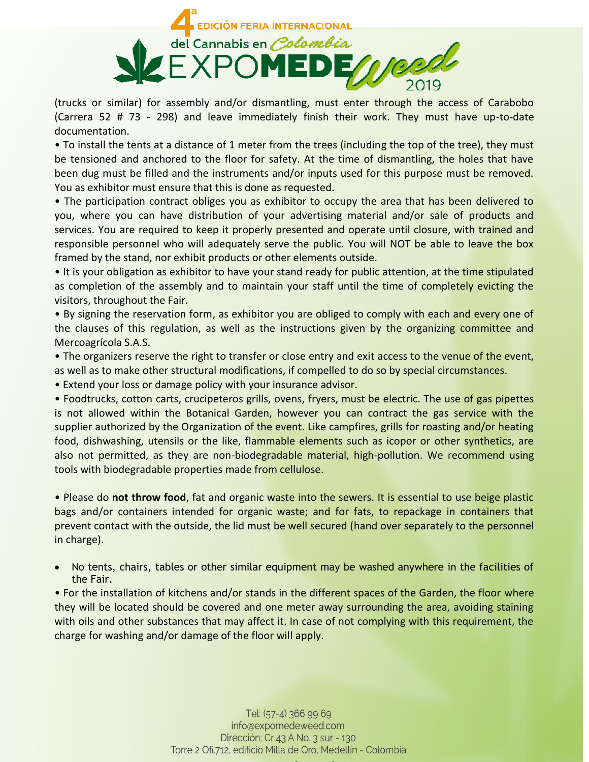(trucks or similar) for assembly and/or dismantling, must enter through the access of Carabobo (Carrera 52 # 73 - 298) and leave immediately finish their work. They must have up-to-date documentation.

• To install the tents at a distance of 1 meter from the trees (including the top of the tree), they must be tensioned and anchored to the floor for safety. At the time of dismantling, the holes that have been dug must be filled and the instruments and/or inputs used for this purpose must be removed. You as exhibitor must ensure that this is done as requested.

• The participation contract obliges you as exhibitor to occupy the area that has been delivered to you, where you can have distribution of your advertising material and/or sale of products and services. You are required to keep it properly presented and operate until closure, with trained and responsible personnel who will adequately serve the public. You will NOT be able to leave the box framed by the stand, nor exhibit products or other elements outside.

• It is your obligation as exhibitor to have your stand ready for public attention, at the time stipulated as completion of the assembly and to maintain your staff until the time of completely evicting the visitors, throughout the Fair.

• By signing the reservation form, as exhibitor you are obliged to comply with each and every one of the clauses of this regulation, as well as the instructions given by the organizing committee and Mercoagrícola S.A.S.

• The organizers reserve the right to transfer or close entry and exit access to the venue of the event, as well as to make other structural modifications, if compelled to do so by special circumstances.

• Extend your loss or damage policy with your insurance advisor.

• Foodtrucks, cotton carts, crucipeteros grills, ovens, fryers, must be electric. The use of gas pipettes is not allowed within the Botanical Garden, however you can contract the gas service with the supplier authorized by the Organization of the event. Like campfires, grills for roasting and/or heating food, dishwashing, utensils or the like, flammable elements such as icopor or other synthetics, are also not permitted, as they are non-biodegradable material, high-pollution. We recommend using tools with biodegradable properties made from cellulose.

• Please do **not throw food**, fat and organic waste into the sewers. It is essential to use beige plastic bags and/or containers intended for organic waste; and for fats, to repackage in containers that prevent contact with the outside, the lid must be well secured (hand over separately to the personnel in charge).

- No tents, chairs, tables or other similar equipment may be washed anywhere in the facilities of the Fair.

• For the installation of kitchens and/or stands in the different spaces of the Garden, the floor where they will be located should be covered and one meter away surrounding the area, avoiding staining with oils and other substances that may affect it. In case of not complying with this requirement, the charge for washing and/or damage of the floor will apply.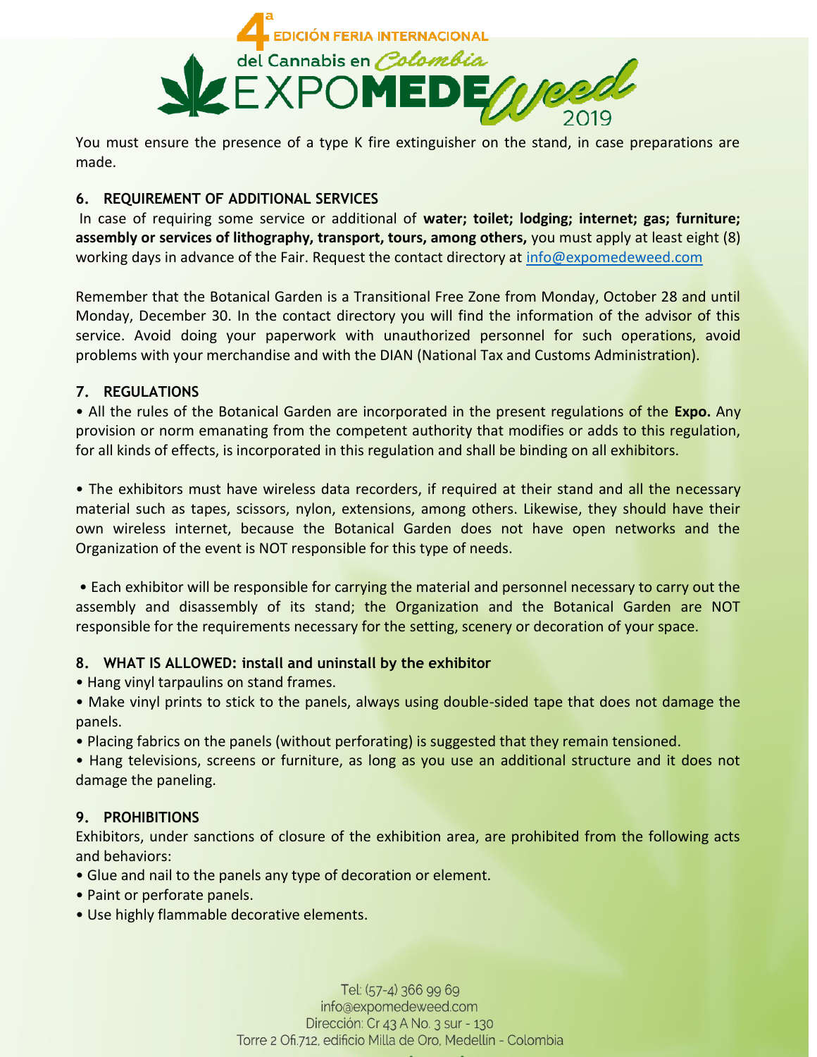You must ensure the presence of a type K fire extinguisher on the stand, in case preparations are made.

## 6. REQUIREMENT OF ADDITIONAL SERVICES

In case of requiring some service or additional of **water; toilet; lodging; internet; gas; furniture; assembly or services of lithography, transport, tours, among others,** you must apply at least eight (8) working days in advance of the Fair. Request the contact directory at info@expomedeweed.com

Remember that the Botanical Garden is a Transitional Free Zone from Monday, October 28 and until Monday, December 30. In the contact directory you will find the information of the advisor of this service. Avoid doing your paperwork with unauthorized personnel for such operations, avoid problems with your merchandise and with the DIAN (National Tax and Customs Administration).

## 7. REGULATIONS

• All the rules of the Botanical Garden are incorporated in the present regulations of the **Expo.** Any provision or norm emanating from the competent authority that modifies or adds to this regulation, for all kinds of effects, is incorporated in this regulation and shall be binding on all exhibitors.

• The exhibitors must have wireless data recorders, if required at their stand and all the necessary material such as tapes, scissors, nylon, extensions, among others. Likewise, they should have their own wireless internet, because the Botanical Garden does not have open networks and the Organization of the event is NOT responsible for this type of needs.

• Each exhibitor will be responsible for carrying the material and personnel necessary to carry out the assembly and disassembly of its stand; the Organization and the Botanical Garden are NOT responsible for the requirements necessary for the setting, scenery or decoration of your space.

## 8. WHAT IS ALLOWED: install and uninstall by the exhibitor

• Hang vinyl tarpaulins on stand frames.

• Make vinyl prints to stick to the panels, always using double-sided tape that does not damage the panels.

• Placing fabrics on the panels (without perforating) is suggested that they remain tensioned.

• Hang televisions, screens or furniture, as long as you use an additional structure and it does not damage the paneling.

## 9. PROHIBITIONS

Exhibitors, under sanctions of closure of the exhibition area, are prohibited from the following acts and behaviors:

• Glue and nail to the panels any type of decoration or element.

• Paint or perforate panels.

• Use highly flammable decorative elements.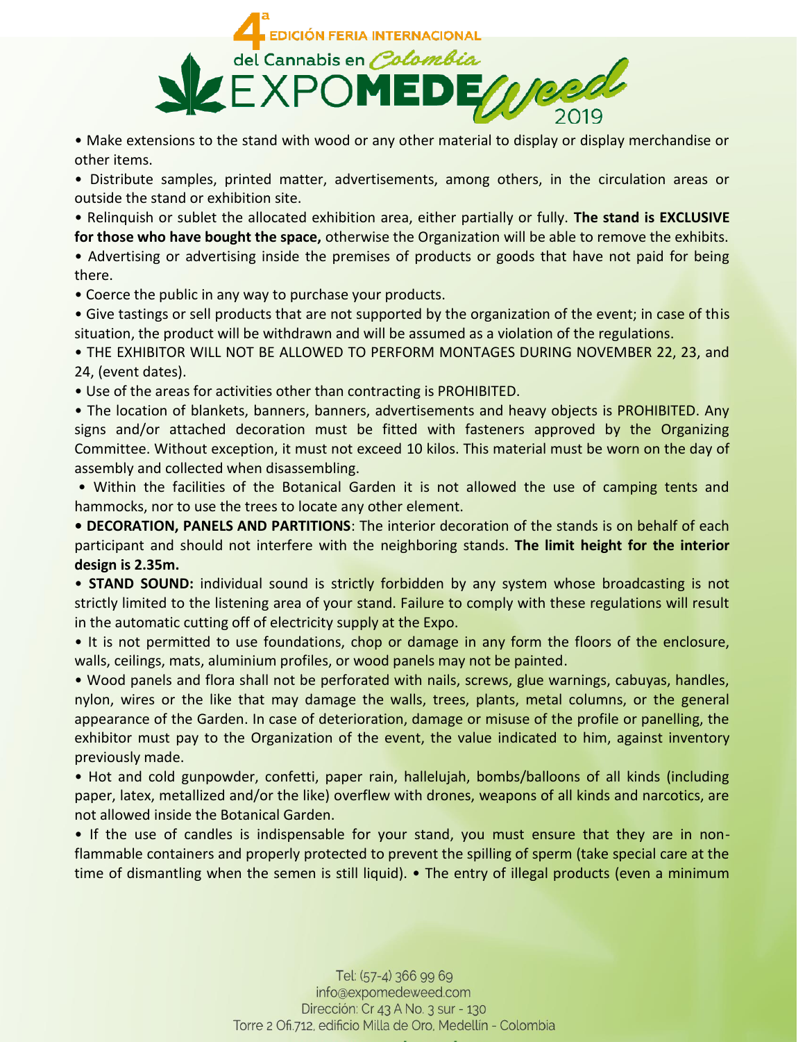• Make extensions to the stand with wood or any other material to display or display merchandise or other items.

• Distribute samples, printed matter, advertisements, among others, in the circulation areas or outside the stand or exhibition site.

• Relinquish or sublet the allocated exhibition area, either partially or fully. **The stand is EXCLUSIVE for those who have bought the space,** otherwise the Organization will be able to remove the exhibits.

• Advertising or advertising inside the premises of products or goods that have not paid for being there.

• Coerce the public in any way to purchase your products.

• Give tastings or sell products that are not supported by the organization of the event; in case of this situation, the product will be withdrawn and will be assumed as a violation of the regulations.

• THE EXHIBITOR WILL NOT BE ALLOWED TO PERFORM MONTAGES DURING NOVEMBER 22, 23, and 24, (event dates).

• Use of the areas for activities other than contracting is PROHIBITED.

• The location of blankets, banners, banners, advertisements and heavy objects is PROHIBITED. Any signs and/or attached decoration must be fitted with fasteners approved by the Organizing Committee. Without exception, it must not exceed 10 kilos. This material must be worn on the day of assembly and collected when disassembling.

• Within the facilities of the Botanical Garden it is not allowed the use of camping tents and hammocks, nor to use the trees to locate any other element.

**• DECORATION, PANELS AND PARTITIONS**: The interior decoration of the stands is on behalf of each participant and should not interfere with the neighboring stands. **The limit height for the interior design is 2.35m.**

• **STAND SOUND:** individual sound is strictly forbidden by any system whose broadcasting is not strictly limited to the listening area of your stand. Failure to comply with these regulations will result in the automatic cutting off of electricity supply at the Expo.

• It is not permitted to use foundations, chop or damage in any form the floors of the enclosure, walls, ceilings, mats, aluminium profiles, or wood panels may not be painted.

• Wood panels and flora shall not be perforated with nails, screws, glue warnings, cabuyas, handles, nylon, wires or the like that may damage the walls, trees, plants, metal columns, or the general appearance of the Garden. In case of deterioration, damage or misuse of the profile or panelling, the exhibitor must pay to the Organization of the event, the value indicated to him, against inventory previously made.

• Hot and cold gunpowder, confetti, paper rain, hallelujah, bombs/balloons of all kinds (including paper, latex, metallized and/or the like) overflew with drones, weapons of all kinds and narcotics, are not allowed inside the Botanical Garden.

• If the use of candles is indispensable for your stand, you must ensure that they are in non-flammable containers and properly protected to prevent the spilling of sperm (take special care at the time of dismantling when the semen is still liquid). • The entry of illegal products (even a minimum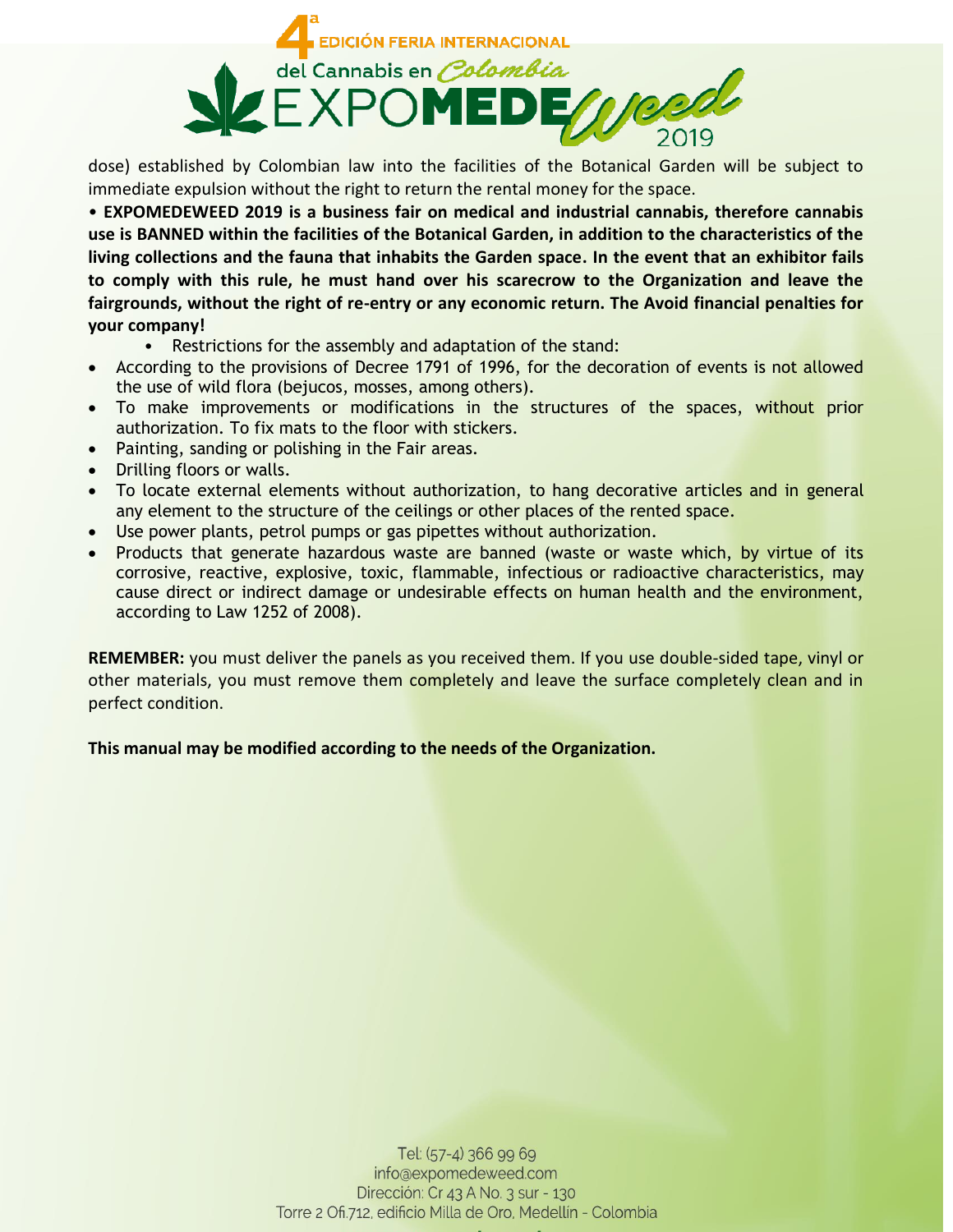dose) established by Colombian law into the facilities of the Botanical Garden will be subject to immediate expulsion without the right to return the rental money for the space.

• **EXPOMEDEWEED 2019 is a business fair on medical and industrial cannabis, therefore cannabis use is BANNED within the facilities of the Botanical Garden, in addition to the characteristics of the living collections and the fauna that inhabits the Garden space. In the event that an exhibitor fails to comply with this rule, he must hand over his scarecrow to the Organization and leave the fairgrounds, without the right of re-entry or any economic return. The Avoid financial penalties for your company!**

- Restrictions for the assembly and adaptation of the stand:

- According to the provisions of Decree 1791 of 1996, for the decoration of events is not allowed the use of wild flora (bejucos, mosses, among others).
- To make improvements or modifications in the structures of the spaces, without prior authorization. To fix mats to the floor with stickers.
- Painting, sanding or polishing in the Fair areas.
- Drilling floors or walls.
- To locate external elements without authorization, to hang decorative articles and in general any element to the structure of the ceilings or other places of the rented space.
- Use power plants, petrol pumps or gas pipettes without authorization.
- Products that generate hazardous waste are banned (waste or waste which, by virtue of its corrosive, reactive, explosive, toxic, flammable, infectious or radioactive characteristics, may cause direct or indirect damage or undesirable effects on human health and the environment, according to Law 1252 of 2008).

**REMEMBER:** you must deliver the panels as you received them. If you use double-sided tape, vinyl or other materials, you must remove them completely and leave the surface completely clean and in perfect condition.

**This manual may be modified according to the needs of the Organization.**